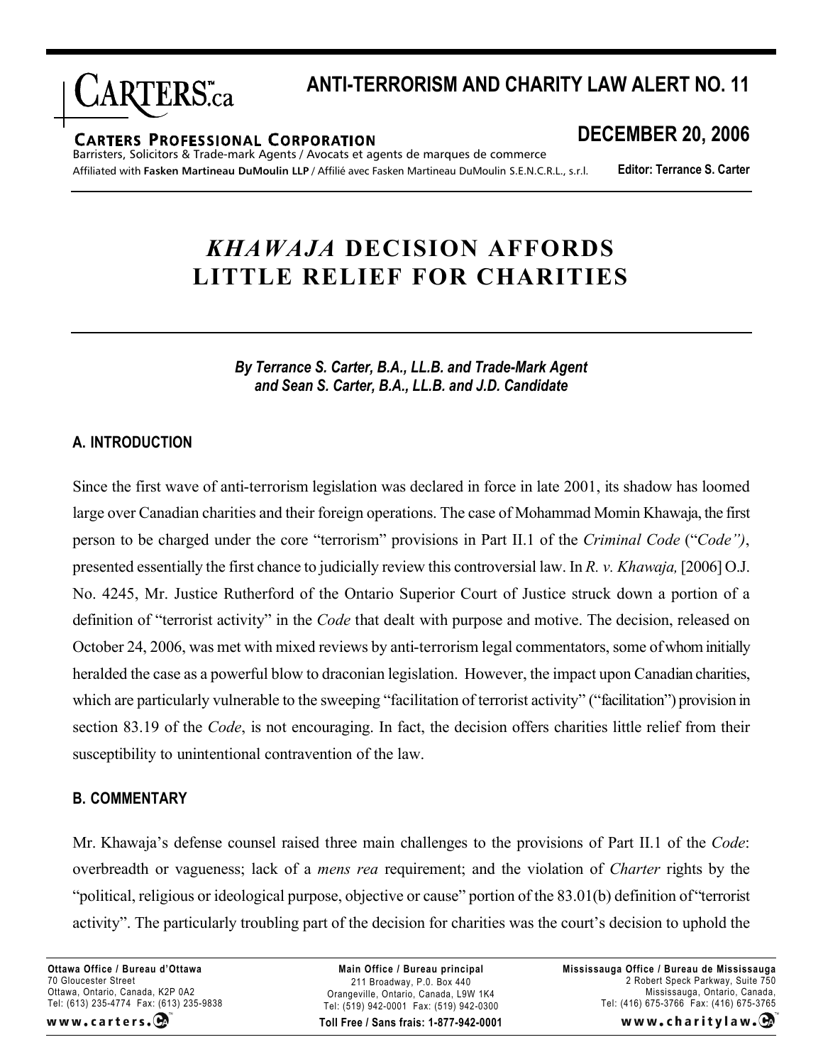# ANTI-TERRORISM AND CHARITY LAW ALERT NO. 11

**CARTERS PROFESSIONAL CORPORATION**
Barristers, Solicitors & Trade-mark Agents / Avocats et agents de marques de commerce
Affiliated with **Fasken Martineau DuMoulin LLP** / Affilié avec Fasken Martineau DuMoulin S.E.N.C.R.L., s.r.l.

## DECEMBER 20, 2006

**Editor: Terrance S. Carter**

# *KHAWAJA* DECISION AFFORDS LITTLE RELIEF FOR CHARITIES

***By Terrance S. Carter, B.A., LL.B. and Trade-Mark Agent and Sean S. Carter, B.A., LL.B. and J.D. Candidate***

## A. INTRODUCTION

Since the first wave of anti-terrorism legislation was declared in force in late 2001, its shadow has loomed large over Canadian charities and their foreign operations. The case of Mohammad Momin Khawaja, the first person to be charged under the core "terrorism" provisions in Part II.1 of the *Criminal Code* ("*Code")*, presented essentially the first chance to judicially review this controversial law. In *R. v. Khawaja,* [2006] O.J. No. 4245, Mr. Justice Rutherford of the Ontario Superior Court of Justice struck down a portion of a definition of "terrorist activity" in the *Code* that dealt with purpose and motive. The decision, released on October 24, 2006, was met with mixed reviews by anti-terrorism legal commentators, some of whom initially heralded the case as a powerful blow to draconian legislation. However, the impact upon Canadian charities, which are particularly vulnerable to the sweeping "facilitation of terrorist activity" ("facilitation") provision in section 83.19 of the *Code*, is not encouraging. In fact, the decision offers charities little relief from their susceptibility to unintentional contravention of the law.

## B. COMMENTARY

Mr. Khawaja's defense counsel raised three main challenges to the provisions of Part II.1 of the *Code*: overbreadth or vagueness; lack of a *mens rea* requirement; and the violation of *Charter* rights by the "political, religious or ideological purpose, objective or cause" portion of the 83.01(b) definition of "terrorist activity". The particularly troubling part of the decision for charities was the court's decision to uphold the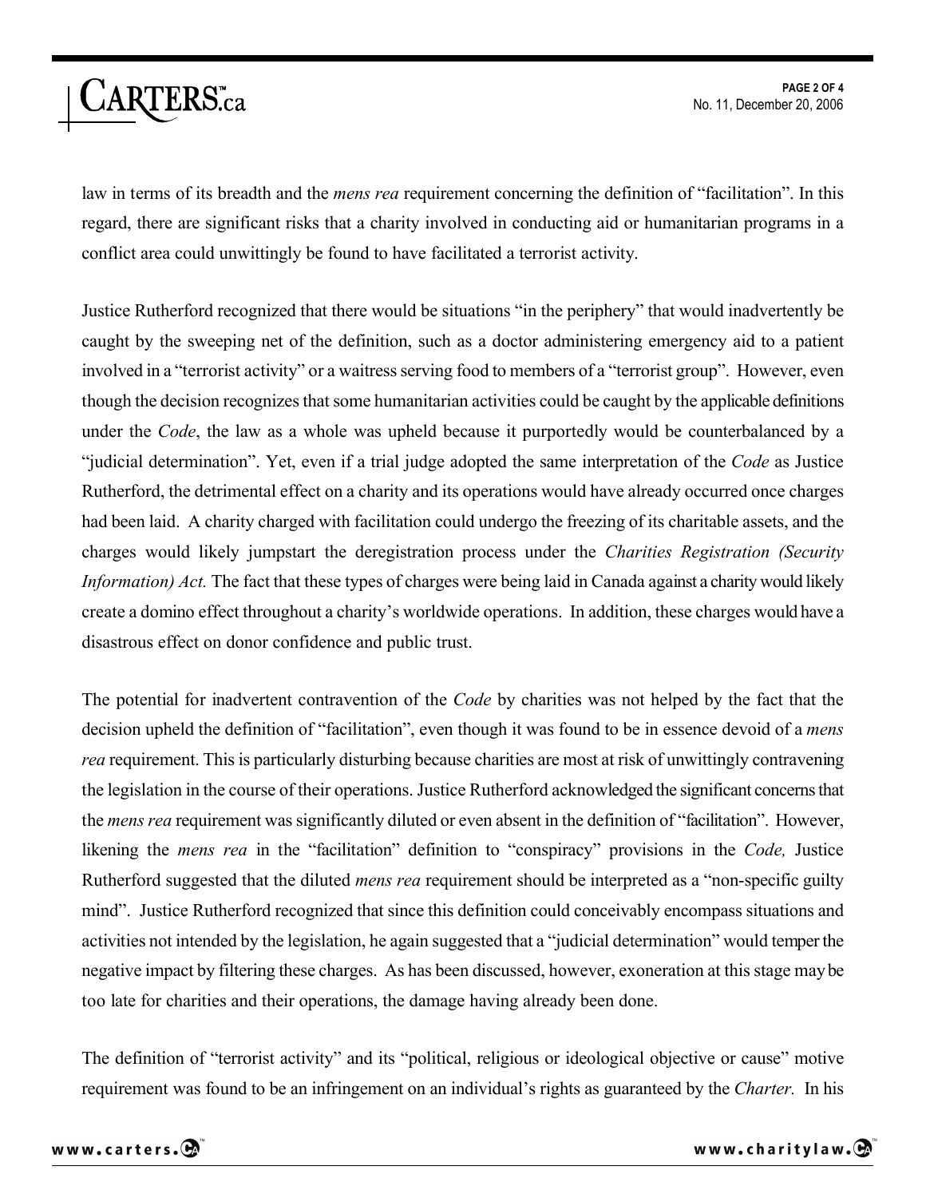law in terms of its breadth and the *mens rea* requirement concerning the definition of "facilitation". In this regard, there are significant risks that a charity involved in conducting aid or humanitarian programs in a conflict area could unwittingly be found to have facilitated a terrorist activity.

Justice Rutherford recognized that there would be situations "in the periphery" that would inadvertently be caught by the sweeping net of the definition, such as a doctor administering emergency aid to a patient involved in a "terrorist activity" or a waitress serving food to members of a "terrorist group". However, even though the decision recognizes that some humanitarian activities could be caught by the applicable definitions under the *Code*, the law as a whole was upheld because it purportedly would be counterbalanced by a "judicial determination". Yet, even if a trial judge adopted the same interpretation of the *Code* as Justice Rutherford, the detrimental effect on a charity and its operations would have already occurred once charges had been laid. A charity charged with facilitation could undergo the freezing of its charitable assets, and the charges would likely jumpstart the deregistration process under the *Charities Registration (Security Information) Act.* The fact that these types of charges were being laid in Canada against a charity would likely create a domino effect throughout a charity's worldwide operations. In addition, these charges would have a disastrous effect on donor confidence and public trust.

The potential for inadvertent contravention of the *Code* by charities was not helped by the fact that the decision upheld the definition of "facilitation", even though it was found to be in essence devoid of a *mens rea* requirement. This is particularly disturbing because charities are most at risk of unwittingly contravening the legislation in the course of their operations. Justice Rutherford acknowledged the significant concerns that the *mens rea* requirement was significantly diluted or even absent in the definition of "facilitation". However, likening the *mens rea* in the "facilitation" definition to "conspiracy" provisions in the *Code,* Justice Rutherford suggested that the diluted *mens rea* requirement should be interpreted as a "non-specific guilty mind". Justice Rutherford recognized that since this definition could conceivably encompass situations and activities not intended by the legislation, he again suggested that a "judicial determination" would temper the negative impact by filtering these charges. As has been discussed, however, exoneration at this stage may be too late for charities and their operations, the damage having already been done.

The definition of "terrorist activity" and its "political, religious or ideological objective or cause" motive requirement was found to be an infringement on an individual's rights as guaranteed by the *Charter.* In his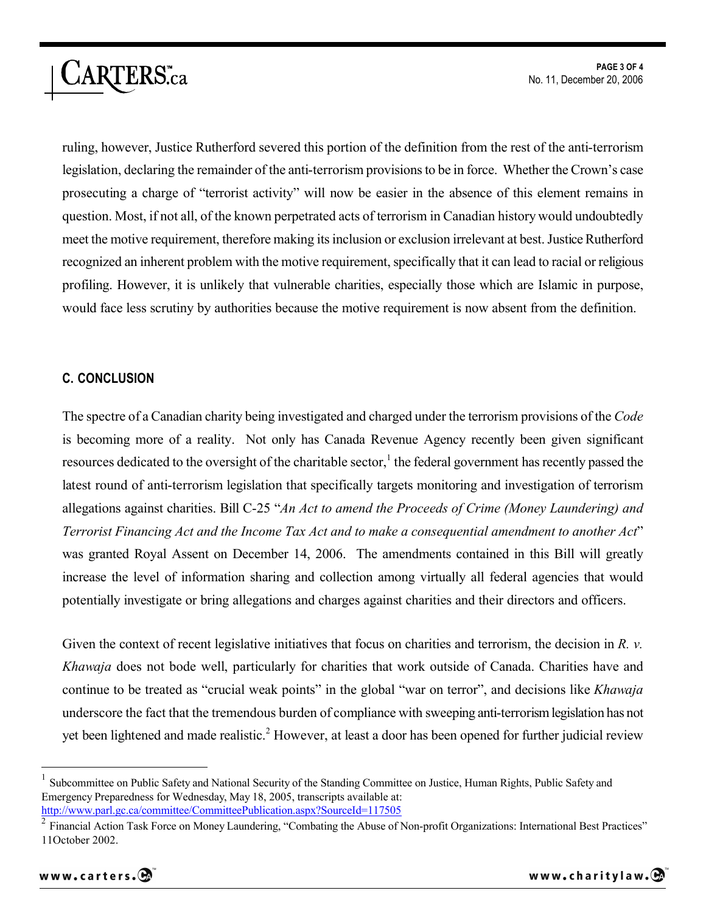ruling, however, Justice Rutherford severed this portion of the definition from the rest of the anti-terrorism legislation, declaring the remainder of the anti-terrorism provisions to be in force. Whether the Crown's case prosecuting a charge of "terrorist activity" will now be easier in the absence of this element remains in question. Most, if not all, of the known perpetrated acts of terrorism in Canadian history would undoubtedly meet the motive requirement, therefore making its inclusion or exclusion irrelevant at best. Justice Rutherford recognized an inherent problem with the motive requirement, specifically that it can lead to racial or religious profiling. However, it is unlikely that vulnerable charities, especially those which are Islamic in purpose, would face less scrutiny by authorities because the motive requirement is now absent from the definition.

### C. CONCLUSION

The spectre of a Canadian charity being investigated and charged under the terrorism provisions of the *Code* is becoming more of a reality. Not only has Canada Revenue Agency recently been given significant resources dedicated to the oversight of the charitable sector,[1] the federal government has recently passed the latest round of anti-terrorism legislation that specifically targets monitoring and investigation of terrorism allegations against charities. Bill C-25 "*An Act to amend the Proceeds of Crime (Money Laundering) and Terrorist Financing Act and the Income Tax Act and to make a consequential amendment to another Act*" was granted Royal Assent on December 14, 2006. The amendments contained in this Bill will greatly increase the level of information sharing and collection among virtually all federal agencies that would potentially investigate or bring allegations and charges against charities and their directors and officers.

Given the context of recent legislative initiatives that focus on charities and terrorism, the decision in *R. v. Khawaja* does not bode well, particularly for charities that work outside of Canada. Charities have and continue to be treated as "crucial weak points" in the global "war on terror", and decisions like *Khawaja* underscore the fact that the tremendous burden of compliance with sweeping anti-terrorism legislation has not yet been lightened and made realistic.[2] However, at least a door has been opened for further judicial review

---

[1] Subcommittee on Public Safety and National Security of the Standing Committee on Justice, Human Rights, Public Safety and Emergency Preparedness for Wednesday, May 18, 2005, transcripts available at: http://www.parl.gc.ca/committee/CommitteePublication.aspx?SourceId=117505

[2] Financial Action Task Force on Money Laundering, "Combating the Abuse of Non-profit Organizations: International Best Practices" 11October 2002.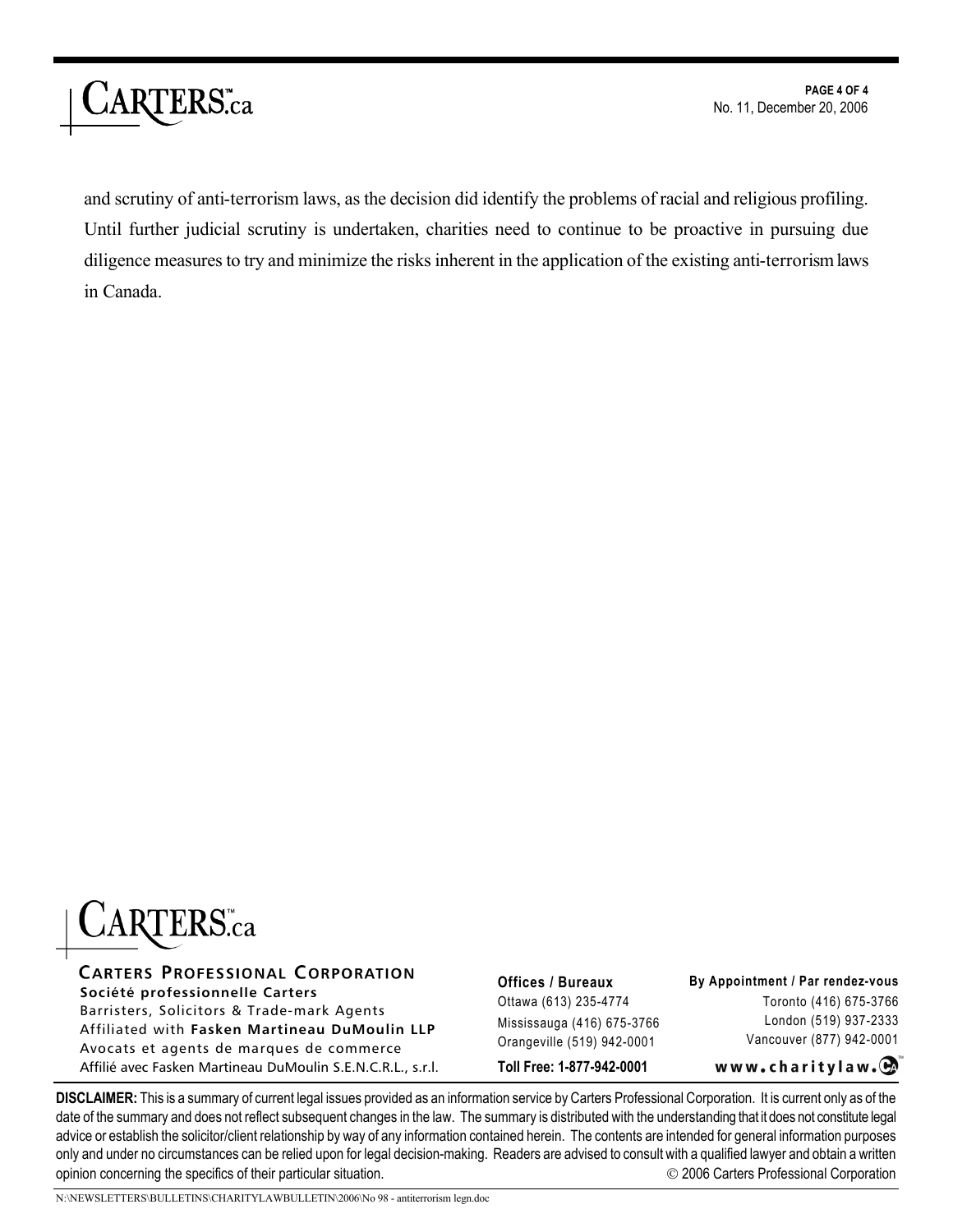and scrutiny of anti-terrorism laws, as the decision did identify the problems of racial and religious profiling. Until further judicial scrutiny is undertaken, charities need to continue to be proactive in pursuing due diligence measures to try and minimize the risks inherent in the application of the existing anti-terrorism laws in Canada.

**CARTERS PROFESSIONAL CORPORATION**
**Société professionnelle Carters**
Barristers, Solicitors & Trade-mark Agents
Affiliated with **Fasken Martineau DuMoulin LLP**
Avocats et agents de marques de commerce
Affilié avec Fasken Martineau DuMoulin S.E.N.C.R.L., s.r.l.

**Offices / Bureaux**
Ottawa (613) 235-4774
Mississauga (416) 675-3766
Orangeville (519) 942-0001
**Toll Free: 1-877-942-0001**

**By Appointment / Par rendez-vous**
Toronto (416) 675-3766
London (519) 937-2333
Vancouver (877) 942-0001
**www.charitylaw.ca**

**DISCLAIMER:** This is a summary of current legal issues provided as an information service by Carters Professional Corporation. It is current only as of the date of the summary and does not reflect subsequent changes in the law. The summary is distributed with the understanding that it does not constitute legal advice or establish the solicitor/client relationship by way of any information contained herein. The contents are intended for general information purposes only and under no circumstances can be relied upon for legal decision-making. Readers are advised to consult with a qualified lawyer and obtain a written opinion concerning the specifics of their particular situation. © 2006 Carters Professional Corporation

N:\NEWSLETTERS\BULLETINS\CHARITYLAWBULLETIN\2006\No 98 - antiterrorism legn.doc